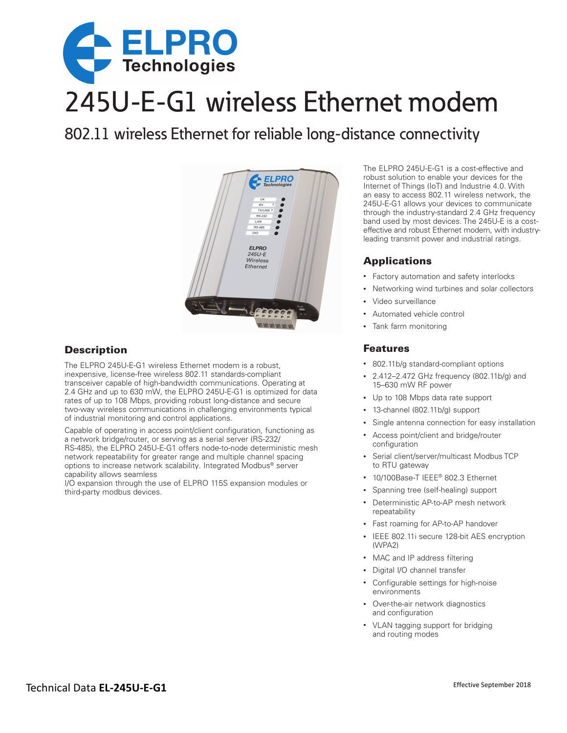# 245U-E-G1 wireless Ethernet modem

## 802.11 wireless Ethernet for reliable long-distance connectivity

The ELPRO 245U-E-G1 is a cost-effective and robust solution to enable your devices for the Internet of Things (IoT) and Industrie 4.0. With an easy to access 802.11 wireless network, the 245U-E-G1 allows your devices to communicate through the industry-standard 2.4 GHz frequency band used by most devices. The 245U-E is a cost-effective and robust Ethernet modem, with industry-leading transmit power and industrial ratings.

### Description

The ELPRO 245U-E-G1 wireless Ethernet modem is a robust, inexpensive, license-free wireless 802.11 standards-compliant transceiver capable of high-bandwidth communications. Operating at 2.4 GHz and up to 630 mW, the ELPRO 245U-E-G1 is optimized for data rates of up to 108 Mbps, providing robust long-distance and secure two-way wireless communications in challenging environments typical of industrial monitoring and control applications.

Capable of operating in access point/client configuration, functioning as a network bridge/router, or serving as a serial server (RS-232/ RS-485), the ELPRO 245U-E-G1 offers node-to-node deterministic mesh network repeatability for greater range and multiple channel spacing options to increase network scalability. Integrated Modbus® server capability allows seamless I/O expansion through the use of ELPRO 115S expansion modules or third-party modbus devices.

### Applications

- Factory automation and safety interlocks
- Networking wind turbines and solar collectors
- Video surveillance
- Automated vehicle control
- Tank farm monitoring

### Features

- 802.11b/g standard-compliant options
- 2.412–2.472 GHz frequency (802.11b/g) and 15–630 mW RF power
- Up to 108 Mbps data rate support
- 13-channel (802.11b/g) support
- Single antenna connection for easy installation
- Access point/client and bridge/router configuration
- Serial client/server/multicast Modbus TCP to RTU gateway
- 10/100Base-T IEEE® 802.3 Ethernet
- Spanning tree (self-healing) support
- Deterministic AP-to-AP mesh network repeatability
- Fast roaming for AP-to-AP handover
- IEEE 802.11i secure 128-bit AES encryption (WPA2)
- MAC and IP address filtering
- Digital I/O channel transfer
- Configurable settings for high-noise environments
- Over-the-air network diagnostics and configuration
- VLAN tagging support for bridging and routing modes

Technical Data **EL-245U-E-G1**

Effective September 2018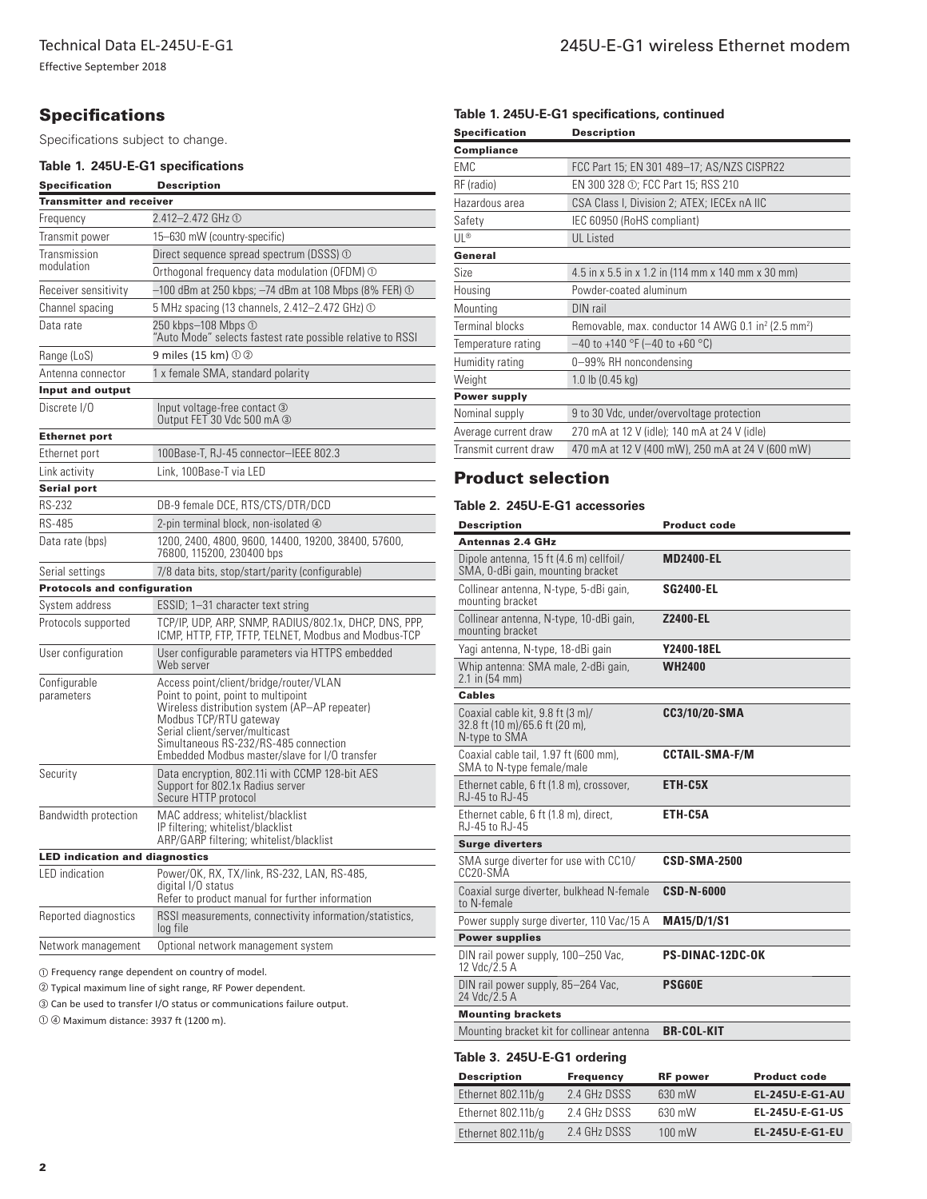## Specifications

Specifications subject to change.

### Table 1. 245U-E-G1 specifications

| Specification | Description |
| --- | --- |
| **Transmitter and receiver** | |
| Frequency | 2.412–2.472 GHz ① |
| Transmit power | 15–630 mW (country-specific) |
| Transmission modulation | Direct sequence spread spectrum (DSSS) ① |
| | Orthogonal frequency data modulation (OFDM) ① |
| Receiver sensitivity | –100 dBm at 250 kbps; –74 dBm at 108 Mbps (8% FER) ① |
| Channel spacing | 5 MHz spacing (13 channels, 2.412–2.472 GHz) ① |
| Data rate | 250 kbps–108 Mbps ① "Auto Mode" selects fastest rate possible relative to RSSI |
| Range (LoS) | 9 miles (15 km) ① ② |
| Antenna connector | 1 x female SMA, standard polarity |
| **Input and output** | |
| Discrete I/O | Input voltage-free contact ③ Output FET 30 Vdc 500 mA ③ |
| **Ethernet port** | |
| Ethernet port | 100Base-T, RJ-45 connector–IEEE 802.3 |
| Link activity | Link, 100Base-T via LED |
| **Serial port** | |
| RS-232 | DB-9 female DCE, RTS/CTS/DTR/DCD |
| RS-485 | 2-pin terminal block, non-isolated ④ |
| Data rate (bps) | 1200, 2400, 4800, 9600, 14400, 19200, 38400, 57600, 76800, 115200, 230400 bps |
| Serial settings | 7/8 data bits, stop/start/parity (configurable) |
| **Protocols and configuration** | |
| System address | ESSID; 1–31 character text string |
| Protocols supported | TCP/IP, UDP, ARP, SNMP, RADIUS/802.1x, DHCP, DNS, PPP, ICMP, HTTP, FTP, TFTP, TELNET, Modbus and Modbus-TCP |
| User configuration | User configurable parameters via HTTPS embedded Web server |
| Configurable parameters | Access point/client/bridge/router/VLAN<br>Point to point, point to multipoint<br>Wireless distribution system (AP–AP repeater)<br>Modbus TCP/RTU gateway<br>Serial client/server/multicast<br>Simultaneous RS-232/RS-485 connection<br>Embedded Modbus master/slave for I/O transfer |
| Security | Data encryption, 802.11i with CCMP 128-bit AES<br>Support for 802.1x Radius server<br>Secure HTTP protocol |
| Bandwidth protection | MAC address; whitelist/blacklist<br>IP filtering; whitelist/blacklist<br>ARP/GARP filtering; whitelist/blacklist |
| **LED indication and diagnostics** | |
| LED indication | Power/OK, RX, TX/link, RS-232, LAN, RS-485, digital I/O status<br>Refer to product manual for further information |
| Reported diagnostics | RSSI measurements, connectivity information/statistics, log file |
| Network management | Optional network management system |
| **Compliance** | |
| EMC | FCC Part 15; EN 301 489–17; AS/NZS CISPR22 |
| RF (radio) | EN 300 328 ①; FCC Part 15; RSS 210 |
| Hazardous area | CSA Class I, Division 2; ATEX; IECEx nA IIC |
| Safety | IEC 60950 (RoHS compliant) |
| UL® | UL Listed |
| **General** | |
| Size | 4.5 in x 5.5 in x 1.2 in (114 mm x 140 mm x 30 mm) |
| Housing | Powder-coated aluminum |
| Mounting | DIN rail |
| Terminal blocks | Removable, max. conductor 14 AWG 0.1 in² (2.5 mm²) |
| Temperature rating | –40 to +140 °F (–40 to +60 °C) |
| Humidity rating | 0–99% RH noncondensing |
| Weight | 1.0 lb (0.45 kg) |
| **Power supply** | |
| Nominal supply | 9 to 30 Vdc, under/overvoltage protection |
| Average current draw | 270 mA at 12 V (idle); 140 mA at 24 V (idle) |
| Transmit current draw | 470 mA at 12 V (400 mW), 250 mA at 24 V (600 mW) |

① Frequency range dependent on country of model.

② Typical maximum line of sight range, RF Power dependent.

③ Can be used to transfer I/O status or communications failure output.

① ④ Maximum distance: 3937 ft (1200 m).

## Product selection

### Table 2. 245U-E-G1 accessories

| Description | Product code |
| --- | --- |
| **Antennas 2.4 GHz** | |
| Dipole antenna, 15 ft (4.6 m) cellfoil/ SMA, 0-dBi gain, mounting bracket | **MD2400-EL** |
| Collinear antenna, N-type, 5-dBi gain, mounting bracket | **SG2400-EL** |
| Collinear antenna, N-type, 10-dBi gain, mounting bracket | **Z2400-EL** |
| Yagi antenna, N-type, 18-dBi gain | **Y2400-18EL** |
| Whip antenna: SMA male, 2-dBi gain, 2.1 in (54 mm) | **WH2400** |
| **Cables** | |
| Coaxial cable kit, 9.8 ft (3 m)/ 32.8 ft (10 m)/65.6 ft (20 m), N-type to SMA | **CC3/10/20-SMA** |
| Coaxial cable tail, 1.97 ft (600 mm), SMA to N-type female/male | **CCTAIL-SMA-F/M** |
| Ethernet cable, 6 ft (1.8 m), crossover, RJ-45 to RJ-45 | **ETH-C5X** |
| Ethernet cable, 6 ft (1.8 m), direct, RJ-45 to RJ-45 | **ETH-C5A** |
| **Surge diverters** | |
| SMA surge diverter for use with CC10/ CC20-SMA | **CSD-SMA-2500** |
| Coaxial surge diverter, bulkhead N-female to N-female | **CSD-N-6000** |
| Power supply surge diverter, 110 Vac/15 A | **MA15/D/1/S1** |
| **Power supplies** | |
| DIN rail power supply, 100–250 Vac, 12 Vdc/2.5 A | **PS-DINAC-12DC-OK** |
| DIN rail power supply, 85–264 Vac, 24 Vdc/2.5 A | **PSG60E** |
| **Mounting brackets** | |
| Mounting bracket kit for collinear antenna | **BR-COL-KIT** |

### Table 3. 245U-E-G1 ordering

| Description | Frequency | RF power | Product code |
| --- | --- | --- | --- |
| Ethernet 802.11b/g | 2.4 GHz DSSS | 630 mW | **EL-245U-E-G1-AU** |
| Ethernet 802.11b/g | 2.4 GHz DSSS | 630 mW | **EL-245U-E-G1-US** |
| Ethernet 802.11b/g | 2.4 GHz DSSS | 100 mW | **EL-245U-E-G1-EU** |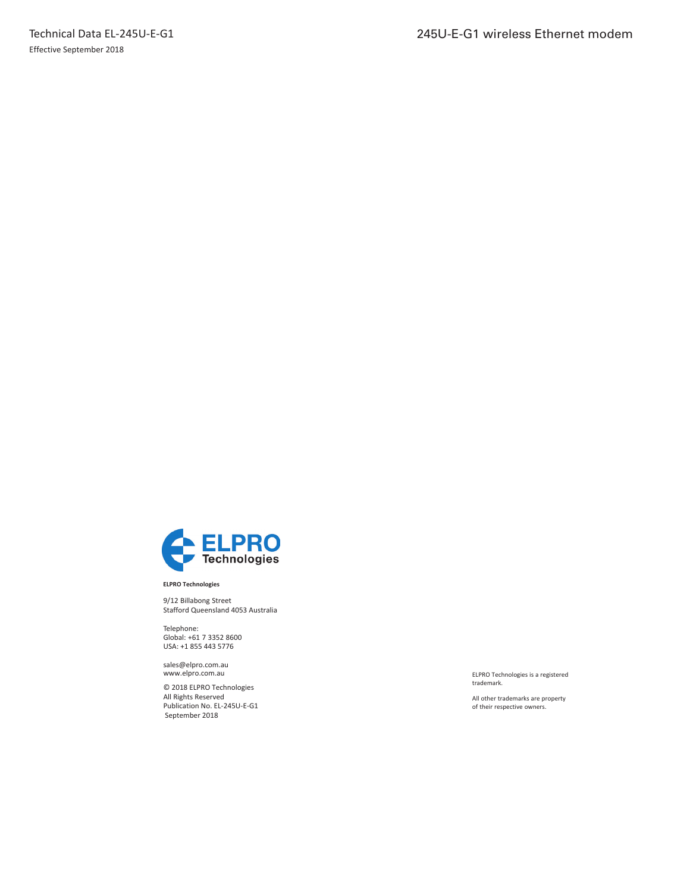**ELPRO Technologies**

9/12 Billabong Street
Stafford Queensland 4053 Australia

Telephone:
Global: +61 7 3352 8600
USA: +1 855 443 5776

sales@elpro.com.au
www.elpro.com.au

© 2018 ELPRO Technologies
All Rights Reserved
Publication No. EL-245U-E-G1
September 2018

ELPRO Technologies is a registered trademark.

All other trademarks are property of their respective owners.